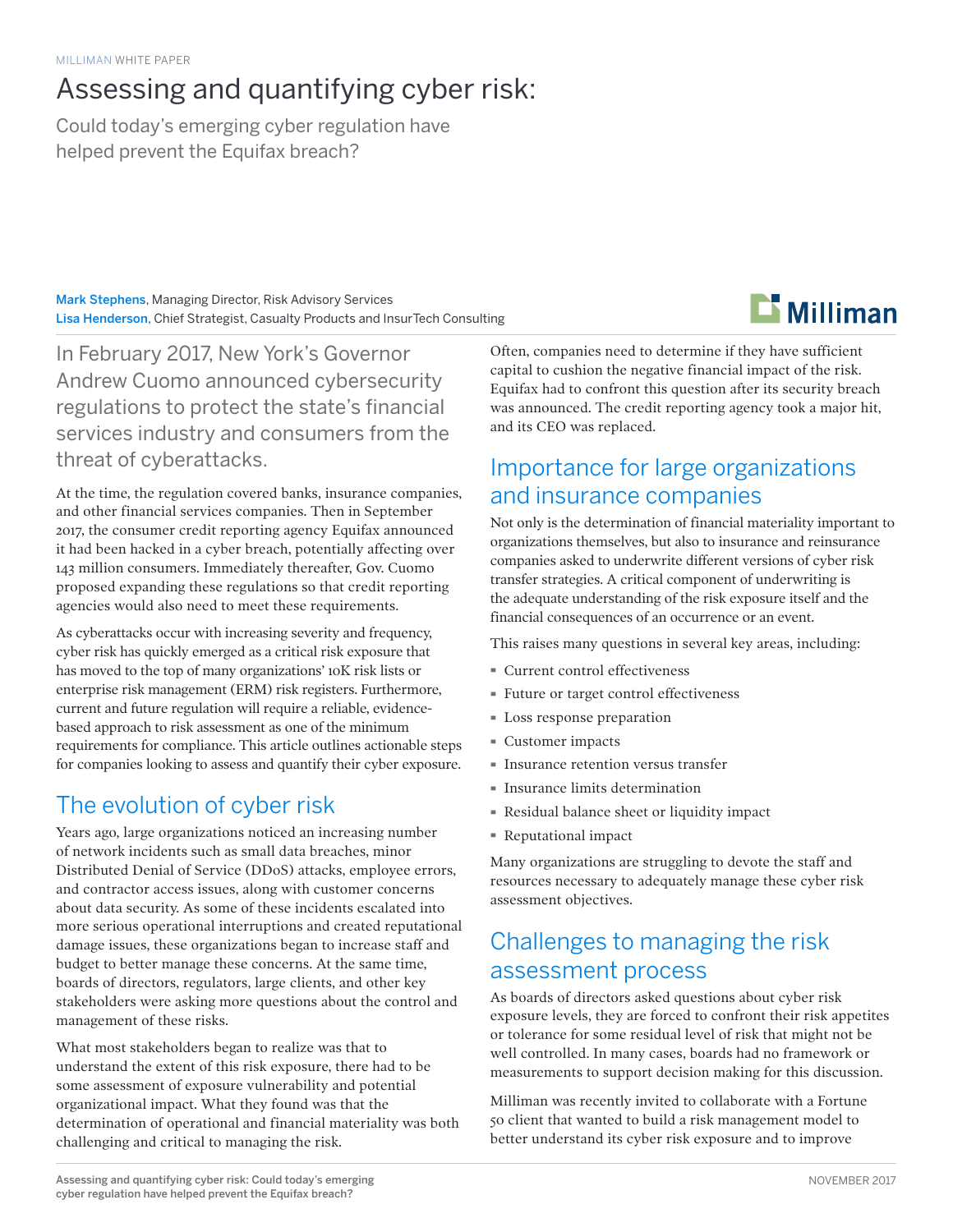MILLIMAN WHITE PAPER

# Assessing and quantifying cyber risk:

Could today's emerging cyber regulation have helped prevent the Equifax breach?

**Mark Stephens**, Managing Director, Risk Advisory Services
**Lisa Henderson**, Chief Strategist, Casualty Products and InsurTech Consulting

In February 2017, New York's Governor Andrew Cuomo announced cybersecurity regulations to protect the state's financial services industry and consumers from the threat of cyberattacks.

At the time, the regulation covered banks, insurance companies, and other financial services companies. Then in September 2017, the consumer credit reporting agency Equifax announced it had been hacked in a cyber breach, potentially affecting over 143 million consumers. Immediately thereafter, Gov. Cuomo proposed expanding these regulations so that credit reporting agencies would also need to meet these requirements.

As cyberattacks occur with increasing severity and frequency, cyber risk has quickly emerged as a critical risk exposure that has moved to the top of many organizations' 10K risk lists or enterprise risk management (ERM) risk registers. Furthermore, current and future regulation will require a reliable, evidence-based approach to risk assessment as one of the minimum requirements for compliance. This article outlines actionable steps for companies looking to assess and quantify their cyber exposure.

## The evolution of cyber risk

Years ago, large organizations noticed an increasing number of network incidents such as small data breaches, minor Distributed Denial of Service (DDoS) attacks, employee errors, and contractor access issues, along with customer concerns about data security. As some of these incidents escalated into more serious operational interruptions and created reputational damage issues, these organizations began to increase staff and budget to better manage these concerns. At the same time, boards of directors, regulators, large clients, and other key stakeholders were asking more questions about the control and management of these risks.

What most stakeholders began to realize was that to understand the extent of this risk exposure, there had to be some assessment of exposure vulnerability and potential organizational impact. What they found was that the determination of operational and financial materiality was both challenging and critical to managing the risk.

Often, companies need to determine if they have sufficient capital to cushion the negative financial impact of the risk. Equifax had to confront this question after its security breach was announced. The credit reporting agency took a major hit, and its CEO was replaced.

## Importance for large organizations and insurance companies

Not only is the determination of financial materiality important to organizations themselves, but also to insurance and reinsurance companies asked to underwrite different versions of cyber risk transfer strategies. A critical component of underwriting is the adequate understanding of the risk exposure itself and the financial consequences of an occurrence or an event.

This raises many questions in several key areas, including:

- Current control effectiveness
- Future or target control effectiveness
- Loss response preparation
- Customer impacts
- Insurance retention versus transfer
- Insurance limits determination
- Residual balance sheet or liquidity impact
- Reputational impact

Many organizations are struggling to devote the staff and resources necessary to adequately manage these cyber risk assessment objectives.

## Challenges to managing the risk assessment process

As boards of directors asked questions about cyber risk exposure levels, they are forced to confront their risk appetites or tolerance for some residual level of risk that might not be well controlled. In many cases, boards had no framework or measurements to support decision making for this discussion.

Milliman was recently invited to collaborate with a Fortune 50 client that wanted to build a risk management model to better understand its cyber risk exposure and to improve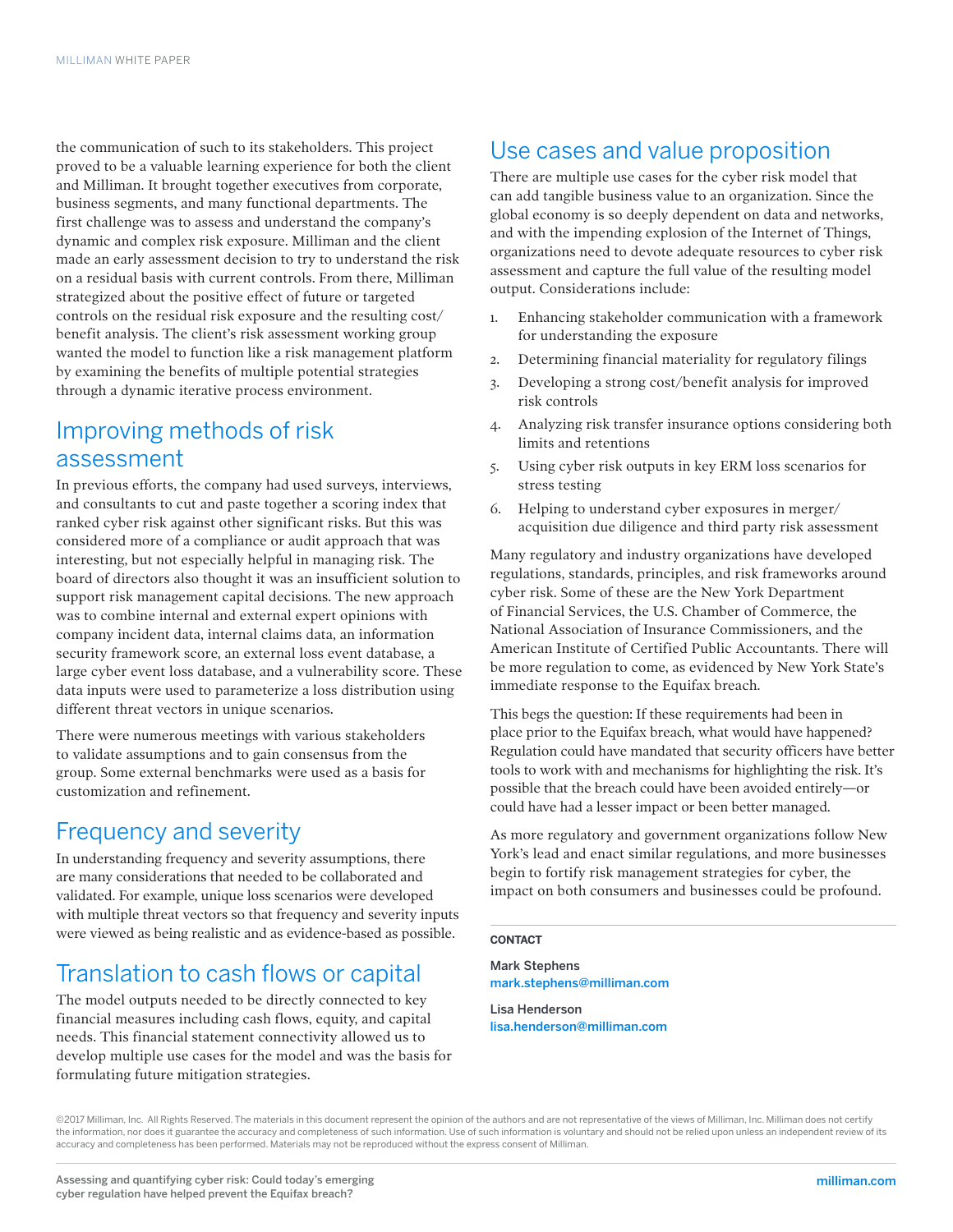the communication of such to its stakeholders. This project proved to be a valuable learning experience for both the client and Milliman. It brought together executives from corporate, business segments, and many functional departments. The first challenge was to assess and understand the company's dynamic and complex risk exposure. Milliman and the client made an early assessment decision to try to understand the risk on a residual basis with current controls. From there, Milliman strategized about the positive effect of future or targeted controls on the residual risk exposure and the resulting cost/benefit analysis. The client's risk assessment working group wanted the model to function like a risk management platform by examining the benefits of multiple potential strategies through a dynamic iterative process environment.

## Improving methods of risk assessment

In previous efforts, the company had used surveys, interviews, and consultants to cut and paste together a scoring index that ranked cyber risk against other significant risks. But this was considered more of a compliance or audit approach that was interesting, but not especially helpful in managing risk. The board of directors also thought it was an insufficient solution to support risk management capital decisions. The new approach was to combine internal and external expert opinions with company incident data, internal claims data, an information security framework score, an external loss event database, a large cyber event loss database, and a vulnerability score. These data inputs were used to parameterize a loss distribution using different threat vectors in unique scenarios.

There were numerous meetings with various stakeholders to validate assumptions and to gain consensus from the group. Some external benchmarks were used as a basis for customization and refinement.

## Frequency and severity

In understanding frequency and severity assumptions, there are many considerations that needed to be collaborated and validated. For example, unique loss scenarios were developed with multiple threat vectors so that frequency and severity inputs were viewed as being realistic and as evidence-based as possible.

## Translation to cash flows or capital

The model outputs needed to be directly connected to key financial measures including cash flows, equity, and capital needs. This financial statement connectivity allowed us to develop multiple use cases for the model and was the basis for formulating future mitigation strategies.

## Use cases and value proposition

There are multiple use cases for the cyber risk model that can add tangible business value to an organization. Since the global economy is so deeply dependent on data and networks, and with the impending explosion of the Internet of Things, organizations need to devote adequate resources to cyber risk assessment and capture the full value of the resulting model output. Considerations include:

1. Enhancing stakeholder communication with a framework for understanding the exposure
2. Determining financial materiality for regulatory filings
3. Developing a strong cost/benefit analysis for improved risk controls
4. Analyzing risk transfer insurance options considering both limits and retentions
5. Using cyber risk outputs in key ERM loss scenarios for stress testing
6. Helping to understand cyber exposures in merger/acquisition due diligence and third party risk assessment

Many regulatory and industry organizations have developed regulations, standards, principles, and risk frameworks around cyber risk. Some of these are the New York Department of Financial Services, the U.S. Chamber of Commerce, the National Association of Insurance Commissioners, and the American Institute of Certified Public Accountants. There will be more regulation to come, as evidenced by New York State's immediate response to the Equifax breach.

This begs the question: If these requirements had been in place prior to the Equifax breach, what would have happened? Regulation could have mandated that security officers have better tools to work with and mechanisms for highlighting the risk. It's possible that the breach could have been avoided entirely—or could have had a lesser impact or been better managed.

As more regulatory and government organizations follow New York's lead and enact similar regulations, and more businesses begin to fortify risk management strategies for cyber, the impact on both consumers and businesses could be profound.

**CONTACT**

Mark Stephens
mark.stephens@milliman.com

Lisa Henderson
lisa.henderson@milliman.com

©2017 Milliman, Inc. All Rights Reserved. The materials in this document represent the opinion of the authors and are not representative of the views of Milliman, Inc. Milliman does not certify the information, nor does it guarantee the accuracy and completeness of such information. Use of such information is voluntary and should not be relied upon unless an independent review of its accuracy and completeness has been performed. Materials may not be reproduced without the express consent of Milliman.